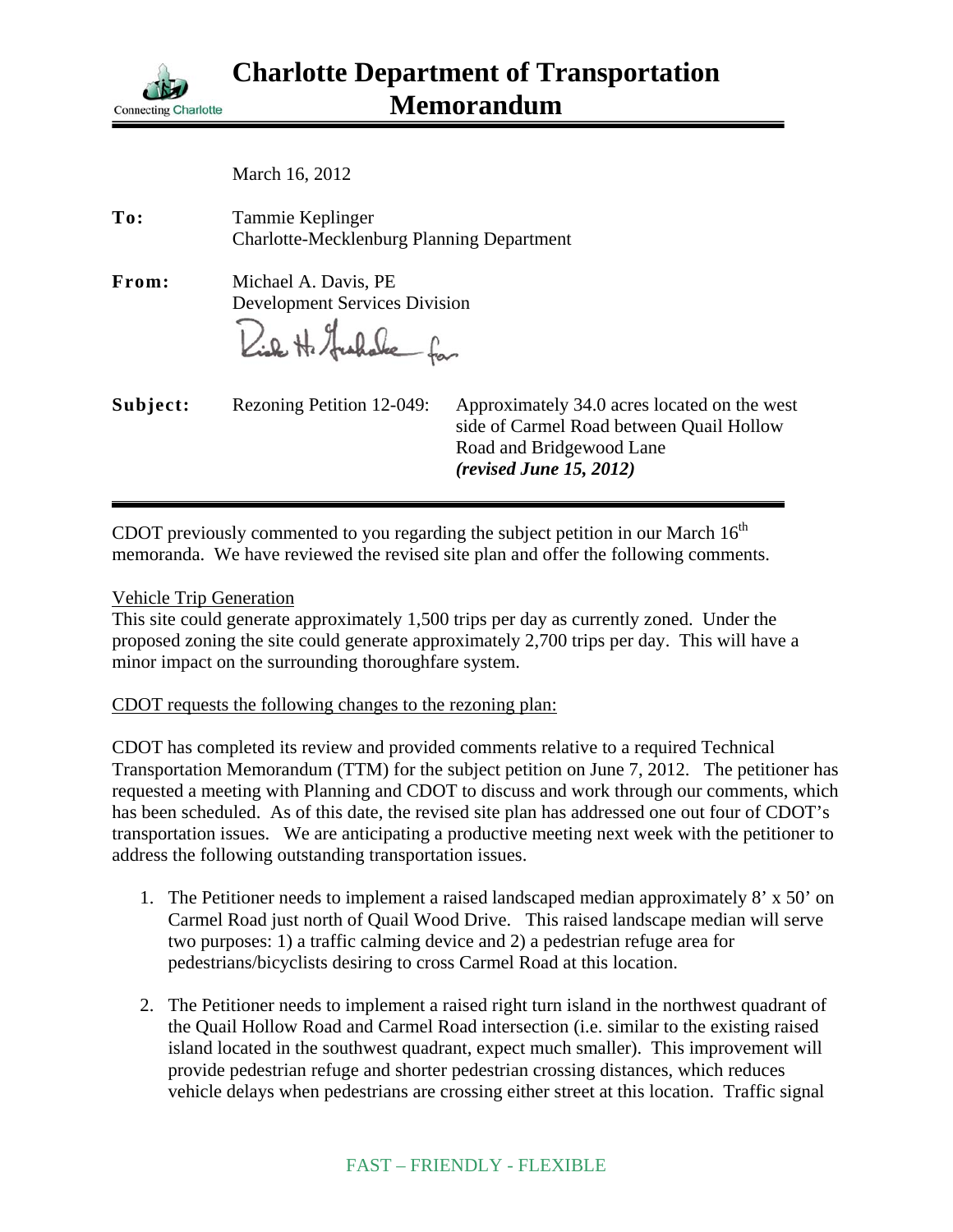# Charlotte Department of Transportation Memorandum

Connecting Charlotte

March 16, 2012

**To:** Tammie Keplinger
Charlotte-Mecklenburg Planning Department

**From:** Michael A. Davis, PE
Development Services Division

**Subject:** Rezoning Petition 12-049: Approximately 34.0 acres located on the west side of Carmel Road between Quail Hollow Road and Bridgewood Lane
***(revised June 15, 2012)***

CDOT previously commented to you regarding the subject petition in our March 16th memoranda. We have reviewed the revised site plan and offer the following comments.

Vehicle Trip Generation

This site could generate approximately 1,500 trips per day as currently zoned. Under the proposed zoning the site could generate approximately 2,700 trips per day. This will have a minor impact on the surrounding thoroughfare system.

CDOT requests the following changes to the rezoning plan:

CDOT has completed its review and provided comments relative to a required Technical Transportation Memorandum (TTM) for the subject petition on June 7, 2012. The petitioner has requested a meeting with Planning and CDOT to discuss and work through our comments, which has been scheduled. As of this date, the revised site plan has addressed one out four of CDOT's transportation issues. We are anticipating a productive meeting next week with the petitioner to address the following outstanding transportation issues.

1. The Petitioner needs to implement a raised landscaped median approximately 8' x 50' on Carmel Road just north of Quail Wood Drive. This raised landscape median will serve two purposes: 1) a traffic calming device and 2) a pedestrian refuge area for pedestrians/bicyclists desiring to cross Carmel Road at this location.

2. The Petitioner needs to implement a raised right turn island in the northwest quadrant of the Quail Hollow Road and Carmel Road intersection (i.e. similar to the existing raised island located in the southwest quadrant, expect much smaller). This improvement will provide pedestrian refuge and shorter pedestrian crossing distances, which reduces vehicle delays when pedestrians are crossing either street at this location. Traffic signal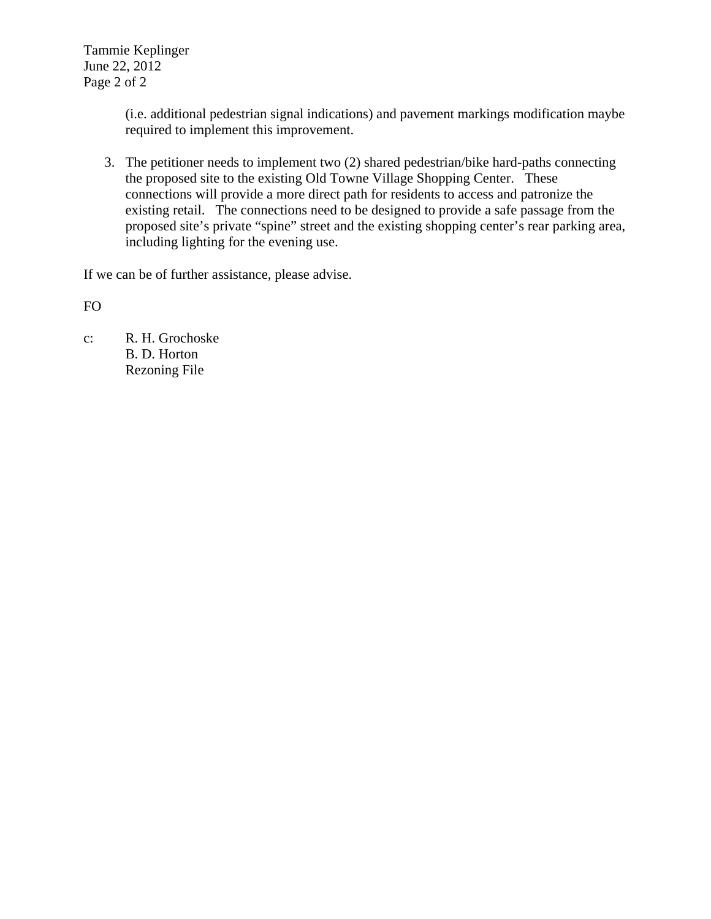(i.e. additional pedestrian signal indications) and pavement markings modification maybe required to implement this improvement.

3. The petitioner needs to implement two (2) shared pedestrian/bike hard-paths connecting the proposed site to the existing Old Towne Village Shopping Center. These connections will provide a more direct path for residents to access and patronize the existing retail. The connections need to be designed to provide a safe passage from the proposed site's private "spine" street and the existing shopping center's rear parking area, including lighting for the evening use.

If we can be of further assistance, please advise.

FO

c: R. H. Grochoske
B. D. Horton
Rezoning File